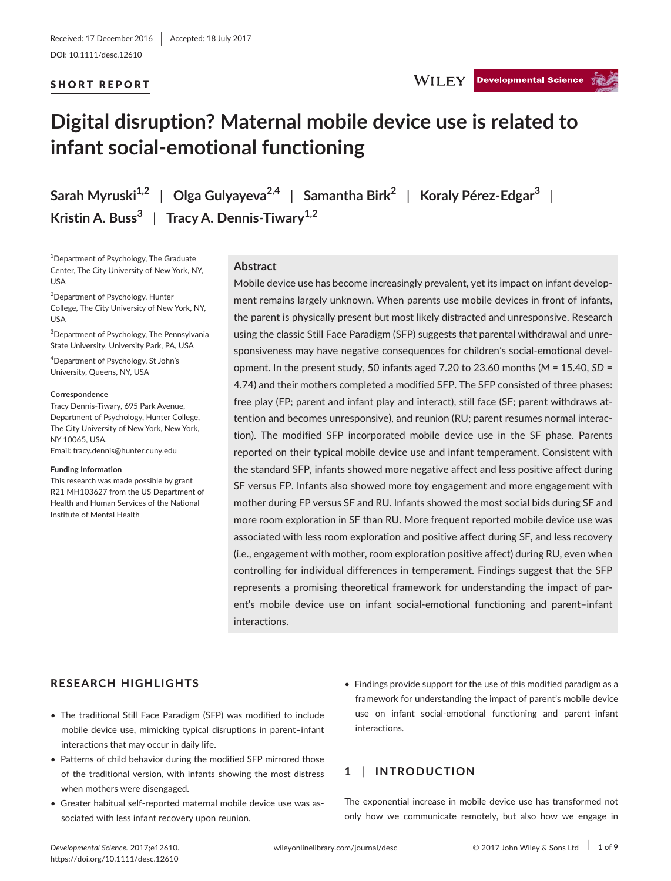Received: 17 December 2016 | Accepted: 18 July 2017

DOI: 10.1111/desc.12610

SHORT REPORT

# Digital disruption? Maternal mobile device use is related to infant social-emotional functioning

**Sarah Myruski**[1,2] | **Olga Gulyayeva**[2,4] | **Samantha Birk**[2] | **Koraly Pérez-Edgar**[3] | **Kristin A. Buss**[3] | **Tracy A. Dennis-Tiwary**[1,2]

[1]Department of Psychology, The Graduate Center, The City University of New York, NY, USA

[2]Department of Psychology, Hunter College, The City University of New York, NY, USA

[3]Department of Psychology, The Pennsylvania State University, University Park, PA, USA

[4]Department of Psychology, St John's University, Queens, NY, USA

**Correspondence**
Tracy Dennis-Tiwary, 695 Park Avenue, Department of Psychology, Hunter College, The City University of New York, New York, NY 10065, USA.
Email: tracy.dennis@hunter.cuny.edu

**Funding Information**
This research was made possible by grant R21 MH103627 from the US Department of Health and Human Services of the National Institute of Mental Health

## Abstract

Mobile device use has become increasingly prevalent, yet its impact on infant development remains largely unknown. When parents use mobile devices in front of infants, the parent is physically present but most likely distracted and unresponsive. Research using the classic Still Face Paradigm (SFP) suggests that parental withdrawal and unresponsiveness may have negative consequences for children's social-emotional development. In the present study, 50 infants aged 7.20 to 23.60 months ($M$ = 15.40, $SD$ = 4.74) and their mothers completed a modified SFP. The SFP consisted of three phases: free play (FP; parent and infant play and interact), still face (SF; parent withdraws attention and becomes unresponsive), and reunion (RU; parent resumes normal interaction). The modified SFP incorporated mobile device use in the SF phase. Parents reported on their typical mobile device use and infant temperament. Consistent with the standard SFP, infants showed more negative affect and less positive affect during SF versus FP. Infants also showed more toy engagement and more engagement with mother during FP versus SF and RU. Infants showed the most social bids during SF and more room exploration in SF than RU. More frequent reported mobile device use was associated with less room exploration and positive affect during SF, and less recovery (i.e., engagement with mother, room exploration positive affect) during RU, even when controlling for individual differences in temperament. Findings suggest that the SFP represents a promising theoretical framework for understanding the impact of parent's mobile device use on infant social-emotional functioning and parent–infant interactions.

## RESEARCH HIGHLIGHTS

- The traditional Still Face Paradigm (SFP) was modified to include mobile device use, mimicking typical disruptions in parent–infant interactions that may occur in daily life.
- Patterns of child behavior during the modified SFP mirrored those of the traditional version, with infants showing the most distress when mothers were disengaged.
- Greater habitual self-reported maternal mobile device use was associated with less infant recovery upon reunion.
- Findings provide support for the use of this modified paradigm as a framework for understanding the impact of parent's mobile device use on infant social-emotional functioning and parent–infant interactions.

## 1 | INTRODUCTION

The exponential increase in mobile device use has transformed not only how we communicate remotely, but also how we engage in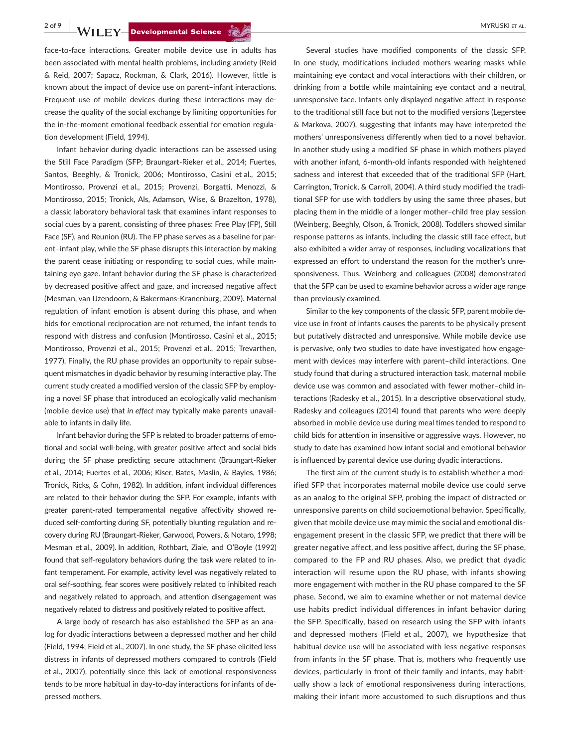face-to-face interactions. Greater mobile device use in adults has been associated with mental health problems, including anxiety (Reid & Reid, 2007; Sapacz, Rockman, & Clark, 2016). However, little is known about the impact of device use on parent–infant interactions. Frequent use of mobile devices during these interactions may decrease the quality of the social exchange by limiting opportunities for the in-the-moment emotional feedback essential for emotion regulation development (Field, 1994).

Infant behavior during dyadic interactions can be assessed using the Still Face Paradigm (SFP; Braungart-Rieker et al., 2014; Fuertes, Santos, Beeghly, & Tronick, 2006; Montirosso, Casini et al., 2015; Montirosso, Provenzi et al., 2015; Provenzi, Borgatti, Menozzi, & Montirosso, 2015; Tronick, Als, Adamson, Wise, & Brazelton, 1978), a classic laboratory behavioral task that examines infant responses to social cues by a parent, consisting of three phases: Free Play (FP), Still Face (SF), and Reunion (RU). The FP phase serves as a baseline for parent–infant play, while the SF phase disrupts this interaction by making the parent cease initiating or responding to social cues, while maintaining eye gaze. Infant behavior during the SF phase is characterized by decreased positive affect and gaze, and increased negative affect (Mesman, van IJzendoorn, & Bakermans-Kranenburg, 2009). Maternal regulation of infant emotion is absent during this phase, and when bids for emotional reciprocation are not returned, the infant tends to respond with distress and confusion (Montirosso, Casini et al., 2015; Montirosso, Provenzi et al., 2015; Provenzi et al., 2015; Trevarthen, 1977). Finally, the RU phase provides an opportunity to repair subsequent mismatches in dyadic behavior by resuming interactive play. The current study created a modified version of the classic SFP by employing a novel SF phase that introduced an ecologically valid mechanism (mobile device use) that *in effect* may typically make parents unavailable to infants in daily life.

Infant behavior during the SFP is related to broader patterns of emotional and social well-being, with greater positive affect and social bids during the SF phase predicting secure attachment (Braungart-Rieker et al., 2014; Fuertes et al., 2006; Kiser, Bates, Maslin, & Bayles, 1986; Tronick, Ricks, & Cohn, 1982). In addition, infant individual differences are related to their behavior during the SFP. For example, infants with greater parent-rated temperamental negative affectivity showed reduced self-comforting during SF, potentially blunting regulation and recovery during RU (Braungart-Rieker, Garwood, Powers, & Notaro, 1998; Mesman et al., 2009). In addition, Rothbart, Ziaie, and O'Boyle (1992) found that self-regulatory behaviors during the task were related to infant temperament. For example, activity level was negatively related to oral self-soothing, fear scores were positively related to inhibited reach and negatively related to approach, and attention disengagement was negatively related to distress and positively related to positive affect.

A large body of research has also established the SFP as an analog for dyadic interactions between a depressed mother and her child (Field, 1994; Field et al., 2007). In one study, the SF phase elicited less distress in infants of depressed mothers compared to controls (Field et al., 2007), potentially since this lack of emotional responsiveness tends to be more habitual in day-to-day interactions for infants of depressed mothers.

Several studies have modified components of the classic SFP. In one study, modifications included mothers wearing masks while maintaining eye contact and vocal interactions with their children, or drinking from a bottle while maintaining eye contact and a neutral, unresponsive face. Infants only displayed negative affect in response to the traditional still face but not to the modified versions (Legerstee & Markova, 2007), suggesting that infants may have interpreted the mothers' unresponsiveness differently when tied to a novel behavior. In another study using a modified SF phase in which mothers played with another infant, 6-month-old infants responded with heightened sadness and interest that exceeded that of the traditional SFP (Hart, Carrington, Tronick, & Carroll, 2004). A third study modified the traditional SFP for use with toddlers by using the same three phases, but placing them in the middle of a longer mother–child free play session (Weinberg, Beeghly, Olson, & Tronick, 2008). Toddlers showed similar response patterns as infants, including the classic still face effect, but also exhibited a wider array of responses, including vocalizations that expressed an effort to understand the reason for the mother's unresponsiveness. Thus, Weinberg and colleagues (2008) demonstrated that the SFP can be used to examine behavior across a wider age range than previously examined.

Similar to the key components of the classic SFP, parent mobile device use in front of infants causes the parents to be physically present but putatively distracted and unresponsive. While mobile device use is pervasive, only two studies to date have investigated how engagement with devices may interfere with parent–child interactions. One study found that during a structured interaction task, maternal mobile device use was common and associated with fewer mother–child interactions (Radesky et al., 2015). In a descriptive observational study, Radesky and colleagues (2014) found that parents who were deeply absorbed in mobile device use during meal times tended to respond to child bids for attention in insensitive or aggressive ways. However, no study to date has examined how infant social and emotional behavior is influenced by parental device use during dyadic interactions.

The first aim of the current study is to establish whether a modified SFP that incorporates maternal mobile device use could serve as an analog to the original SFP, probing the impact of distracted or unresponsive parents on child socioemotional behavior. Specifically, given that mobile device use may mimic the social and emotional disengagement present in the classic SFP, we predict that there will be greater negative affect, and less positive affect, during the SF phase, compared to the FP and RU phases. Also, we predict that dyadic interaction will resume upon the RU phase, with infants showing more engagement with mother in the RU phase compared to the SF phase. Second, we aim to examine whether or not maternal device use habits predict individual differences in infant behavior during the SFP. Specifically, based on research using the SFP with infants and depressed mothers (Field et al., 2007), we hypothesize that habitual device use will be associated with less negative responses from infants in the SF phase. That is, mothers who frequently use devices, particularly in front of their family and infants, may habitually show a lack of emotional responsiveness during interactions, making their infant more accustomed to such disruptions and thus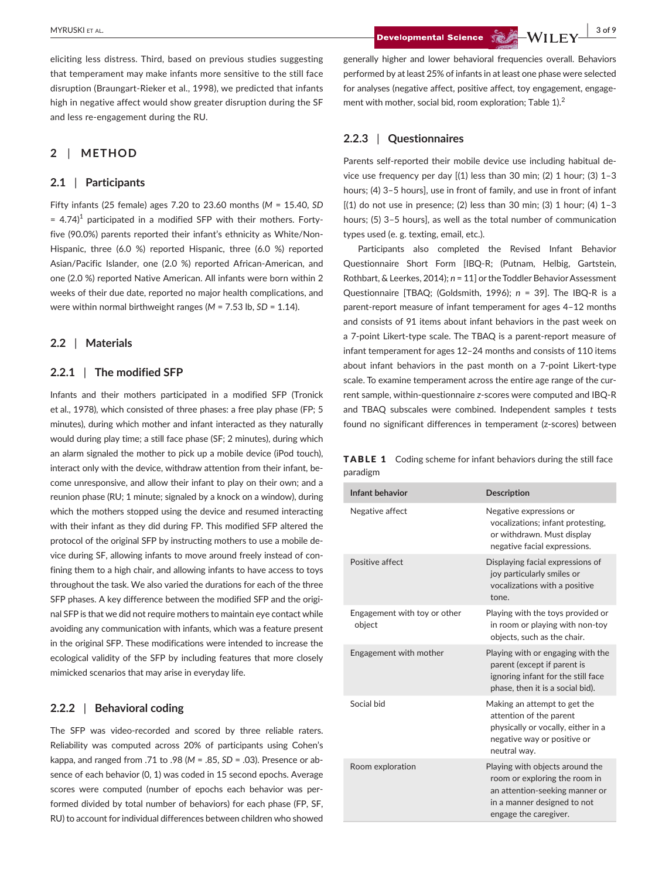eliciting less distress. Third, based on previous studies suggesting that temperament may make infants more sensitive to the still face disruption (Braungart-Rieker et al., 1998), we predicted that infants high in negative affect would show greater disruption during the SF and less re-engagement during the RU.

## 2 | METHOD

### 2.1 | Participants

Fifty infants (25 female) ages 7.20 to 23.60 months (*M* = 15.40, *SD* = 4.74)[1] participated in a modified SFP with their mothers. Forty-five (90.0%) parents reported their infant's ethnicity as White/Non-Hispanic, three (6.0 %) reported Hispanic, three (6.0 %) reported Asian/Pacific Islander, one (2.0 %) reported African-American, and one (2.0 %) reported Native American. All infants were born within 2 weeks of their due date, reported no major health complications, and were within normal birthweight ranges (*M* = 7.53 lb, *SD* = 1.14).

### 2.2 | Materials

#### 2.2.1 | The modified SFP

Infants and their mothers participated in a modified SFP (Tronick et al., 1978), which consisted of three phases: a free play phase (FP; 5 minutes), during which mother and infant interacted as they naturally would during play time; a still face phase (SF; 2 minutes), during which an alarm signaled the mother to pick up a mobile device (iPod touch), interact only with the device, withdraw attention from their infant, become unresponsive, and allow their infant to play on their own; and a reunion phase (RU; 1 minute; signaled by a knock on a window), during which the mothers stopped using the device and resumed interacting with their infant as they did during FP. This modified SFP altered the protocol of the original SFP by instructing mothers to use a mobile device during SF, allowing infants to move around freely instead of confining them to a high chair, and allowing infants to have access to toys throughout the task. We also varied the durations for each of the three SFP phases. A key difference between the modified SFP and the original SFP is that we did not require mothers to maintain eye contact while avoiding any communication with infants, which was a feature present in the original SFP. These modifications were intended to increase the ecological validity of the SFP by including features that more closely mimicked scenarios that may arise in everyday life.

#### 2.2.2 | Behavioral coding

The SFP was video-recorded and scored by three reliable raters. Reliability was computed across 20% of participants using Cohen's kappa, and ranged from .71 to .98 (*M* = .85, *SD* = .03). Presence or absence of each behavior (0, 1) was coded in 15 second epochs. Average scores were computed (number of epochs each behavior was performed divided by total number of behaviors) for each phase (FP, SF, RU) to account for individual differences between children who showed generally higher and lower behavioral frequencies overall. Behaviors performed by at least 25% of infants in at least one phase were selected for analyses (negative affect, positive affect, toy engagement, engagement with mother, social bid, room exploration; Table 1).[2]

#### 2.2.3 | Questionnaires

Parents self-reported their mobile device use including habitual device use frequency per day [(1) less than 30 min; (2) 1 hour; (3) 1–3 hours; (4) 3–5 hours], use in front of family, and use in front of infant [(1) do not use in presence; (2) less than 30 min; (3) 1 hour; (4) 1–3 hours; (5) 3–5 hours], as well as the total number of communication types used (e. g. texting, email, etc.).

Participants also completed the Revised Infant Behavior Questionnaire Short Form [IBQ-R; (Putnam, Helbig, Gartstein, Rothbart, & Leerkes, 2014); *n* = 11] or the Toddler Behavior Assessment Questionnaire [TBAQ; (Goldsmith, 1996); *n* = 39]. The IBQ-R is a parent-report measure of infant temperament for ages 4–12 months and consists of 91 items about infant behaviors in the past week on a 7-point Likert-type scale. The TBAQ is a parent-report measure of infant temperament for ages 12–24 months and consists of 110 items about infant behaviors in the past month on a 7-point Likert-type scale. To examine temperament across the entire age range of the current sample, within-questionnaire *z*-scores were computed and IBQ-R and TBAQ subscales were combined. Independent samples *t* tests found no significant differences in temperament (z-scores) between

**TABLE 1** Coding scheme for infant behaviors during the still face paradigm

| Infant behavior | Description |
|---|---|
| Negative affect | Negative expressions or vocalizations; infant protesting, or withdrawn. Must display negative facial expressions. |
| Positive affect | Displaying facial expressions of joy particularly smiles or vocalizations with a positive tone. |
| Engagement with toy or other object | Playing with the toys provided or in room or playing with non-toy objects, such as the chair. |
| Engagement with mother | Playing with or engaging with the parent (except if parent is ignoring infant for the still face phase, then it is a social bid). |
| Social bid | Making an attempt to get the attention of the parent physically or vocally, either in a negative way or positive or neutral way. |
| Room exploration | Playing with objects around the room or exploring the room in an attention-seeking manner or in a manner designed to not engage the caregiver. |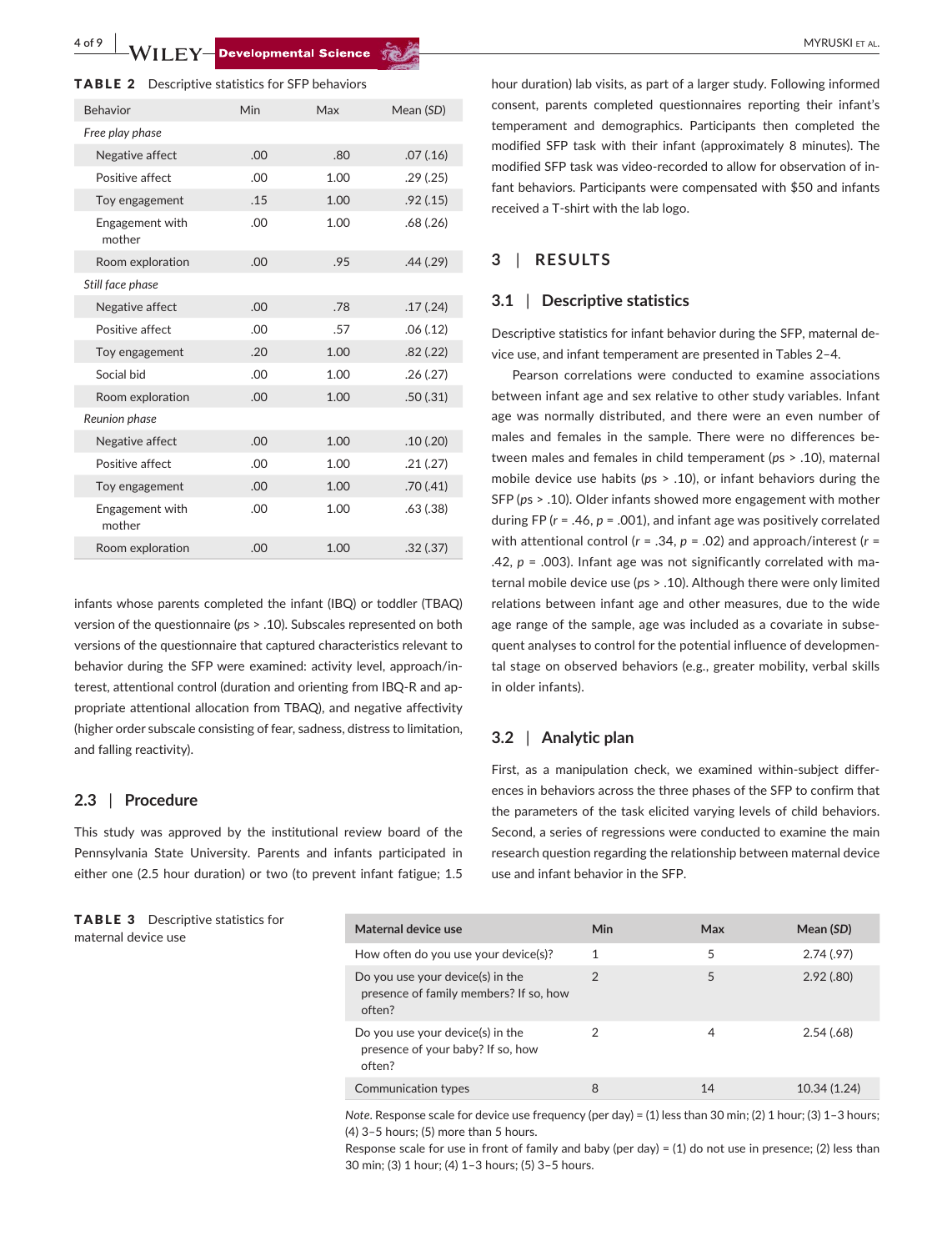**TABLE 2** Descriptive statistics for SFP behaviors

| Behavior | Min | Max | Mean (*SD*) |
|---|---|---|---|
| *Free play phase* | | | |
| Negative affect | .00 | .80 | .07 (.16) |
| Positive affect | .00 | 1.00 | .29 (.25) |
| Toy engagement | .15 | 1.00 | .92 (.15) |
| Engagement with mother | .00 | 1.00 | .68 (.26) |
| Room exploration | .00 | .95 | .44 (.29) |
| *Still face phase* | | | |
| Negative affect | .00 | .78 | .17 (.24) |
| Positive affect | .00 | .57 | .06 (.12) |
| Toy engagement | .20 | 1.00 | .82 (.22) |
| Social bid | .00 | 1.00 | .26 (.27) |
| Room exploration | .00 | 1.00 | .50 (.31) |
| *Reunion phase* | | | |
| Negative affect | .00 | 1.00 | .10 (.20) |
| Positive affect | .00 | 1.00 | .21 (.27) |
| Toy engagement | .00 | 1.00 | .70 (.41) |
| Engagement with mother | .00 | 1.00 | .63 (.38) |
| Room exploration | .00 | 1.00 | .32 (.37) |

infants whose parents completed the infant (IBQ) or toddler (TBAQ) version of the questionnaire (*ps* > .10). Subscales represented on both versions of the questionnaire that captured characteristics relevant to behavior during the SFP were examined: activity level, approach/interest, attentional control (duration and orienting from IBQ-R and appropriate attentional allocation from TBAQ), and negative affectivity (higher order subscale consisting of fear, sadness, distress to limitation, and falling reactivity).

### 2.3 | Procedure

This study was approved by the institutional review board of the Pennsylvania State University. Parents and infants participated in either one (2.5 hour duration) or two (to prevent infant fatigue; 1.5 hour duration) lab visits, as part of a larger study. Following informed consent, parents completed questionnaires reporting their infant's temperament and demographics. Participants then completed the modified SFP task with their infant (approximately 8 minutes). The modified SFP task was video-recorded to allow for observation of infant behaviors. Participants were compensated with $50 and infants received a T-shirt with the lab logo.

## 3 | RESULTS

### 3.1 | Descriptive statistics

Descriptive statistics for infant behavior during the SFP, maternal device use, and infant temperament are presented in Tables 2–4.

Pearson correlations were conducted to examine associations between infant age and sex relative to other study variables. Infant age was normally distributed, and there were an even number of males and females in the sample. There were no differences between males and females in child temperament (*ps* > .10), maternal mobile device use habits (*ps* > .10), or infant behaviors during the SFP (*ps* > .10). Older infants showed more engagement with mother during FP ($r = .46$, $p = .001$), and infant age was positively correlated with attentional control ($r = .34$, $p = .02$) and approach/interest ($r = .42$, $p = .003$). Infant age was not significantly correlated with maternal mobile device use (*ps* > .10). Although there were only limited relations between infant age and other measures, due to the wide age range of the sample, age was included as a covariate in subsequent analyses to control for the potential influence of developmental stage on observed behaviors (e.g., greater mobility, verbal skills in older infants).

### 3.2 | Analytic plan

First, as a manipulation check, we examined within-subject differences in behaviors across the three phases of the SFP to confirm that the parameters of the task elicited varying levels of child behaviors. Second, a series of regressions were conducted to examine the main research question regarding the relationship between maternal device use and infant behavior in the SFP.

**TABLE 3** Descriptive statistics for maternal device use

| Maternal device use | Min | Max | Mean (*SD*) |
|---|---|---|---|
| How often do you use your device(s)? | 1 | 5 | 2.74 (.97) |
| Do you use your device(s) in the presence of family members? If so, how often? | 2 | 5 | 2.92 (.80) |
| Do you use your device(s) in the presence of your baby? If so, how often? | 2 | 4 | 2.54 (.68) |
| Communication types | 8 | 14 | 10.34 (1.24) |

*Note*. Response scale for device use frequency (per day) = (1) less than 30 min; (2) 1 hour; (3) 1–3 hours; (4) 3–5 hours; (5) more than 5 hours.
Response scale for use in front of family and baby (per day) = (1) do not use in presence; (2) less than 30 min; (3) 1 hour; (4) 1–3 hours; (5) 3–5 hours.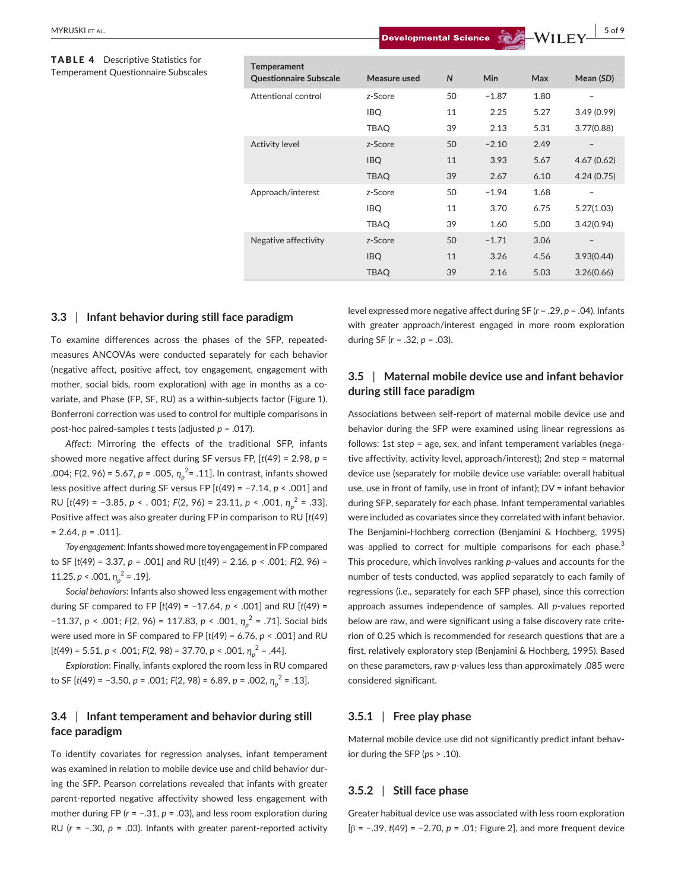**TABLE 4** Descriptive Statistics for Temperament Questionnaire Subscales

| Temperament Questionnaire Subscale | Measure used | $N$ | Min | Max | Mean ($SD$) |
|---|---|---|---|---|---|
| Attentional control | $z$-Score | 50 | −1.87 | 1.80 | – |
| | IBQ | 11 | 2.25 | 5.27 | 3.49 (0.99) |
| | TBAQ | 39 | 2.13 | 5.31 | 3.77(0.88) |
| Activity level | $z$-Score | 50 | −2.10 | 2.49 | – |
| | IBQ | 11 | 3.93 | 5.67 | 4.67 (0.62) |
| | TBAQ | 39 | 2.67 | 6.10 | 4.24 (0.75) |
| Approach/interest | $z$-Score | 50 | −1.94 | 1.68 | – |
| | IBQ | 11 | 3.70 | 6.75 | 5.27(1.03) |
| | TBAQ | 39 | 1.60 | 5.00 | 3.42(0.94) |
| Negative affectivity | $z$-Score | 50 | −1.71 | 3.06 | – |
| | IBQ | 11 | 3.26 | 4.56 | 3.93(0.44) |
| | TBAQ | 39 | 2.16 | 5.03 | 3.26(0.66) |

### 3.3 | Infant behavior during still face paradigm

To examine differences across the phases of the SFP, repeated-measures ANCOVAs were conducted separately for each behavior (negative affect, positive affect, toy engagement, engagement with mother, social bids, room exploration) with age in months as a covariate, and Phase (FP, SF, RU) as a within-subjects factor (Figure 1). Bonferroni correction was used to control for multiple comparisons in post-hoc paired-samples $t$ tests (adjusted $p = .017$).

*Affect*: Mirroring the effects of the traditional SFP, infants showed more negative affect during SF versus FP, [$t(49) = 2.98$, $p = .004$; $F(2, 96) = 5.67$, $p = .005$, $\eta_p^2 = .11$]. In contrast, infants showed less positive affect during SF versus FP [$t(49) = -7.14$, $p < .001$] and RU [$t(49) = -3.85$, $p < .001$; $F(2, 96) = 23.11$, $p < .001$, $\eta_p^2 = .33$]. Positive affect was also greater during FP in comparison to RU [$t(49) = 2.64$, $p = .011$].

*Toy engagement*: Infants showed more toy engagement in FP compared to SF [$t(49) = 3.37$, $p = .001$] and RU [$t(49) = 2.16$, $p < .001$; $F(2, 96) = 11.25$, $p < .001$, $\eta_p^2 = .19$].

*Social behaviors*: Infants also showed less engagement with mother during SF compared to FP [$t(49) = -17.64$, $p < .001$] and RU [$t(49) = -11.37$, $p < .001$; $F(2, 96) = 117.83$, $p < .001$, $\eta_p^2 = .71$]. Social bids were used more in SF compared to FP [$t(49) = 6.76$, $p < .001$] and RU [$t(49) = 5.51$, $p < .001$; $F(2, 98) = 37.70$, $p < .001$, $\eta_p^2 = .44$].

*Exploration*: Finally, infants explored the room less in RU compared to SF [$t(49) = -3.50$, $p = .001$; $F(2, 98) = 6.89$, $p = .002$, $\eta_p^2 = .13$].

### 3.4 | Infant temperament and behavior during still face paradigm

To identify covariates for regression analyses, infant temperament was examined in relation to mobile device use and child behavior during the SFP. Pearson correlations revealed that infants with greater parent-reported negative affectivity showed less engagement with mother during FP ($r = -.31$, $p = .03$), and less room exploration during RU ($r = -.30$, $p = .03$). Infants with greater parent-reported activity level expressed more negative affect during SF ($r = .29$, $p = .04$). Infants with greater approach/interest engaged in more room exploration during SF ($r = .32$, $p = .03$).

### 3.5 | Maternal mobile device use and infant behavior during still face paradigm

Associations between self-report of maternal mobile device use and behavior during the SFP were examined using linear regressions as follows: 1st step = age, sex, and infant temperament variables (negative affectivity, activity level, approach/interest); 2nd step = maternal device use (separately for mobile device use variable: overall habitual use, use in front of family, use in front of infant); DV = infant behavior during SFP, separately for each phase. Infant temperamental variables were included as covariates since they correlated with infant behavior. The Benjamini-Hochberg correction (Benjamini & Hochberg, 1995) was applied to correct for multiple comparisons for each phase.[3] This procedure, which involves ranking $p$-values and accounts for the number of tests conducted, was applied separately to each family of regressions (i.e., separately for each SFP phase), since this correction approach assumes independence of samples. All $p$-values reported below are raw, and were significant using a false discovery rate criterion of 0.25 which is recommended for research questions that are a first, relatively exploratory step (Benjamini & Hochberg, 1995). Based on these parameters, raw $p$-values less than approximately .085 were considered significant.

#### 3.5.1 | Free play phase

Maternal mobile device use did not significantly predict infant behavior during the SFP ($ps > .10$).

#### 3.5.2 | Still face phase

Greater habitual device use was associated with less room exploration [$\beta = -.39$, $t(49) = -2.70$, $p = .01$; Figure 2], and more frequent device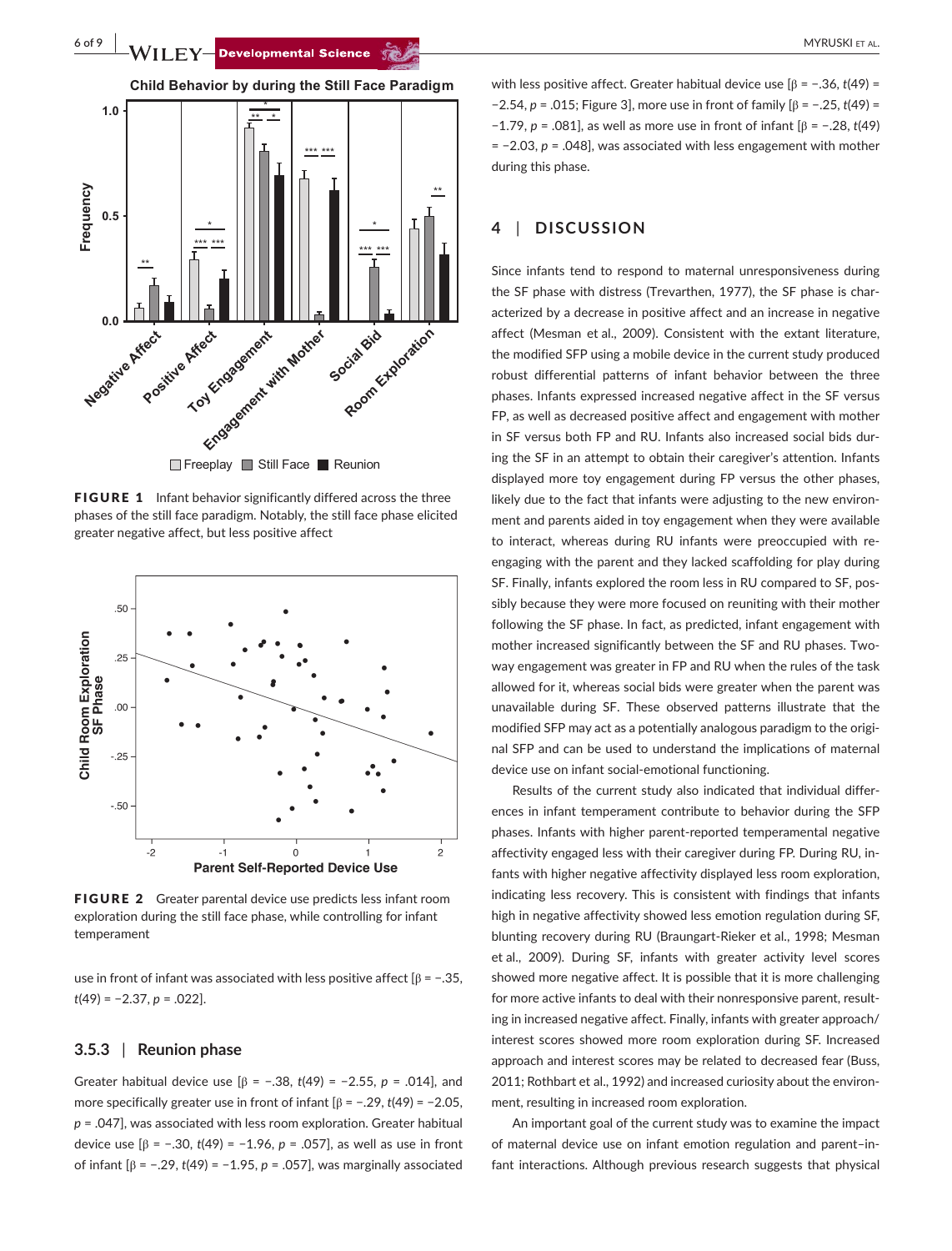FIGURE 1 Infant behavior significantly differed across the three phases of the still face paradigm. Notably, the still face phase elicited greater negative affect, but less positive affect

FIGURE 2 Greater parental device use predicts less infant room exploration during the still face phase, while controlling for infant temperament

use in front of infant was associated with less positive affect [β = −.35, $t(49) = -2.37$, $p = .022$].

### 3.5.3 | Reunion phase

Greater habitual device use [β = −.38, $t(49) = -2.55$, $p = .014$], and more specifically greater use in front of infant [β = −.29, $t(49) = -2.05$, $p = .047$], was associated with less room exploration. Greater habitual device use [β = −.30, $t(49) = -1.96$, $p = .057$], as well as use in front of infant [β = −.29, $t(49) = -1.95$, $p = .057$], was marginally associated with less positive affect. Greater habitual device use [β = −.36, $t(49) = -2.54$, $p = .015$; Figure 3], more use in front of family [β = −.25, $t(49) = -1.79$, $p = .081$], as well as more use in front of infant [β = −.28, $t(49) = -2.03$, $p = .048$], was associated with less engagement with mother during this phase.

## 4 | DISCUSSION

Since infants tend to respond to maternal unresponsiveness during the SF phase with distress (Trevarthen, 1977), the SF phase is characterized by a decrease in positive affect and an increase in negative affect (Mesman et al., 2009). Consistent with the extant literature, the modified SFP using a mobile device in the current study produced robust differential patterns of infant behavior between the three phases. Infants expressed increased negative affect in the SF versus FP, as well as decreased positive affect and engagement with mother in SF versus both FP and RU. Infants also increased social bids during the SF in an attempt to obtain their caregiver's attention. Infants displayed more toy engagement during FP versus the other phases, likely due to the fact that infants were adjusting to the new environment and parents aided in toy engagement when they were available to interact, whereas during RU infants were preoccupied with re-engaging with the parent and they lacked scaffolding for play during SF. Finally, infants explored the room less in RU compared to SF, possibly because they were more focused on reuniting with their mother following the SF phase. In fact, as predicted, infant engagement with mother increased significantly between the SF and RU phases. Two-way engagement was greater in FP and RU when the rules of the task allowed for it, whereas social bids were greater when the parent was unavailable during SF. These observed patterns illustrate that the modified SFP may act as a potentially analogous paradigm to the original SFP and can be used to understand the implications of maternal device use on infant social-emotional functioning.

Results of the current study also indicated that individual differences in infant temperament contribute to behavior during the SFP phases. Infants with higher parent-reported temperamental negative affectivity engaged less with their caregiver during FP. During RU, infants with higher negative affectivity displayed less room exploration, indicating less recovery. This is consistent with findings that infants high in negative affectivity showed less emotion regulation during SF, blunting recovery during RU (Braungart-Rieker et al., 1998; Mesman et al., 2009). During SF, infants with greater activity level scores showed more negative affect. It is possible that it is more challenging for more active infants to deal with their nonresponsive parent, resulting in increased negative affect. Finally, infants with greater approach/interest scores showed more room exploration during SF. Increased approach and interest scores may be related to decreased fear (Buss, 2011; Rothbart et al., 1992) and increased curiosity about the environment, resulting in increased room exploration.

An important goal of the current study was to examine the impact of maternal device use on infant emotion regulation and parent–infant interactions. Although previous research suggests that physical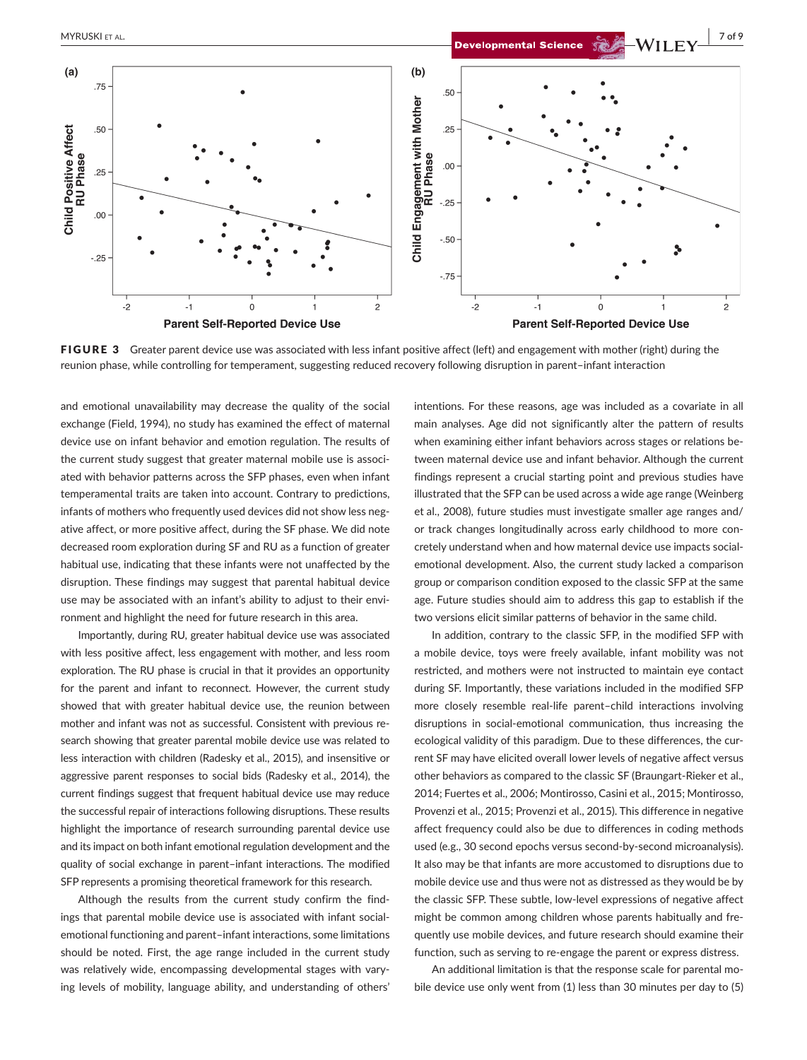**FIGURE 3** Greater parent device use was associated with less infant positive affect (left) and engagement with mother (right) during the reunion phase, while controlling for temperament, suggesting reduced recovery following disruption in parent–infant interaction

and emotional unavailability may decrease the quality of the social exchange (Field, 1994), no study has examined the effect of maternal device use on infant behavior and emotion regulation. The results of the current study suggest that greater maternal mobile use is associated with behavior patterns across the SFP phases, even when infant temperamental traits are taken into account. Contrary to predictions, infants of mothers who frequently used devices did not show less negative affect, or more positive affect, during the SF phase. We did note decreased room exploration during SF and RU as a function of greater habitual use, indicating that these infants were not unaffected by the disruption. These findings may suggest that parental habitual device use may be associated with an infant's ability to adjust to their environment and highlight the need for future research in this area.

Importantly, during RU, greater habitual device use was associated with less positive affect, less engagement with mother, and less room exploration. The RU phase is crucial in that it provides an opportunity for the parent and infant to reconnect. However, the current study showed that with greater habitual device use, the reunion between mother and infant was not as successful. Consistent with previous research showing that greater parental mobile device use was related to less interaction with children (Radesky et al., 2015), and insensitive or aggressive parent responses to social bids (Radesky et al., 2014), the current findings suggest that frequent habitual device use may reduce the successful repair of interactions following disruptions. These results highlight the importance of research surrounding parental device use and its impact on both infant emotional regulation development and the quality of social exchange in parent–infant interactions. The modified SFP represents a promising theoretical framework for this research.

Although the results from the current study confirm the findings that parental mobile device use is associated with infant social-emotional functioning and parent–infant interactions, some limitations should be noted. First, the age range included in the current study was relatively wide, encompassing developmental stages with varying levels of mobility, language ability, and understanding of others' intentions. For these reasons, age was included as a covariate in all main analyses. Age did not significantly alter the pattern of results when examining either infant behaviors across stages or relations between maternal device use and infant behavior. Although the current findings represent a crucial starting point and previous studies have illustrated that the SFP can be used across a wide age range (Weinberg et al., 2008), future studies must investigate smaller age ranges and/or track changes longitudinally across early childhood to more concretely understand when and how maternal device use impacts social-emotional development. Also, the current study lacked a comparison group or comparison condition exposed to the classic SFP at the same age. Future studies should aim to address this gap to establish if the two versions elicit similar patterns of behavior in the same child.

In addition, contrary to the classic SFP, in the modified SFP with a mobile device, toys were freely available, infant mobility was not restricted, and mothers were not instructed to maintain eye contact during SF. Importantly, these variations included in the modified SFP more closely resemble real-life parent–child interactions involving disruptions in social-emotional communication, thus increasing the ecological validity of this paradigm. Due to these differences, the current SF may have elicited overall lower levels of negative affect versus other behaviors as compared to the classic SFP (Braungart-Rieker et al., 2014; Fuertes et al., 2006; Montirosso, Casini et al., 2015; Montirosso, Provenzi et al., 2015; Provenzi et al., 2015). This difference in negative affect frequency could also be due to differences in coding methods used (e.g., 30 second epochs versus second-by-second microanalysis). It also may be that infants are more accustomed to disruptions due to mobile device use and thus were not as distressed as they would be by the classic SFP. These subtle, low-level expressions of negative affect might be common among children whose parents habitually and frequently use mobile devices, and future research should examine their function, such as serving to re-engage the parent or express distress.

An additional limitation is that the response scale for parental mobile device use only went from (1) less than 30 minutes per day to (5)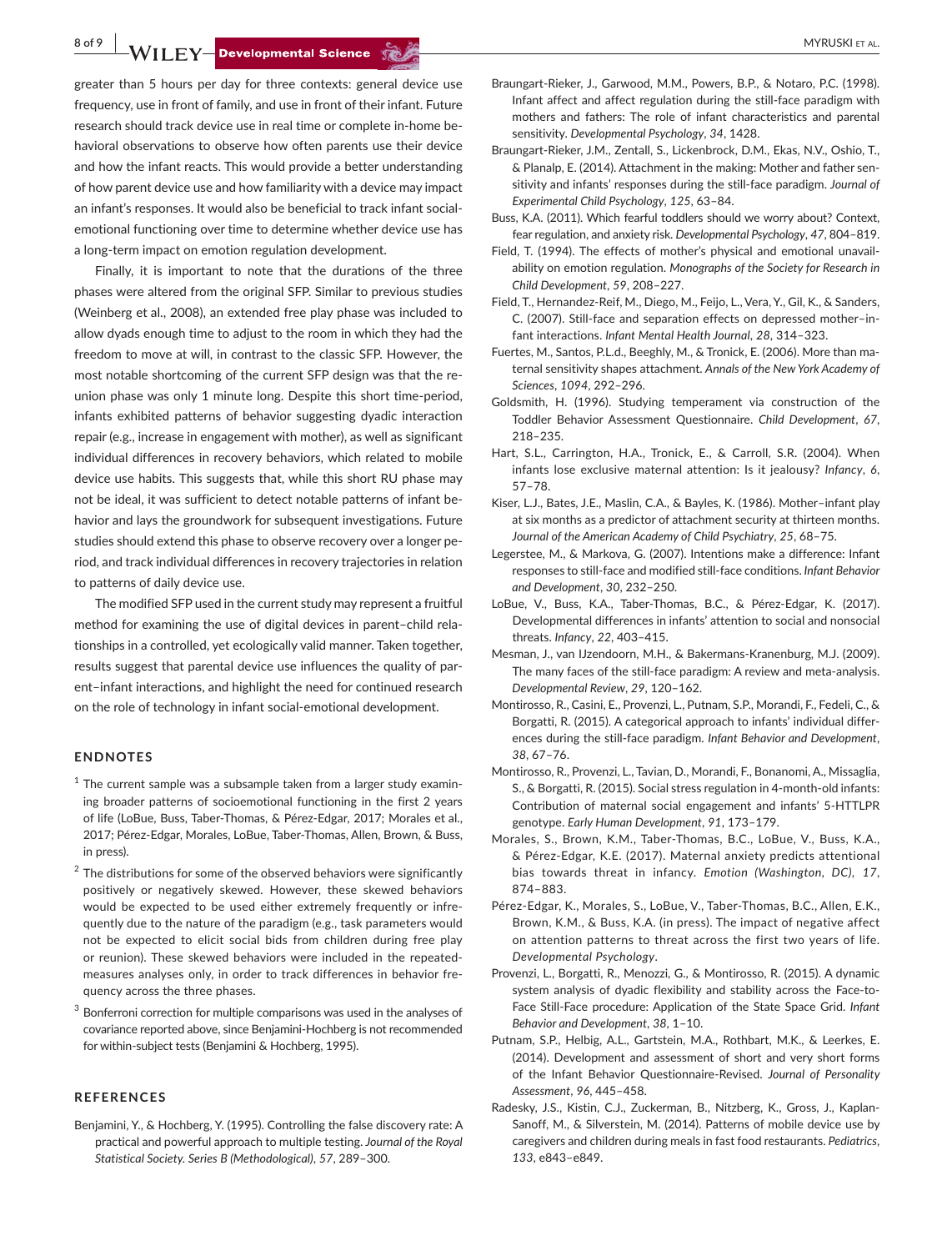greater than 5 hours per day for three contexts: general device use frequency, use in front of family, and use in front of their infant. Future research should track device use in real time or complete in-home behavioral observations to observe how often parents use their device and how the infant reacts. This would provide a better understanding of how parent device use and how familiarity with a device may impact an infant's responses. It would also be beneficial to track infant social-emotional functioning over time to determine whether device use has a long-term impact on emotion regulation development.

Finally, it is important to note that the durations of the three phases were altered from the original SFP. Similar to previous studies (Weinberg et al., 2008), an extended free play phase was included to allow dyads enough time to adjust to the room in which they had the freedom to move at will, in contrast to the classic SFP. However, the most notable shortcoming of the current SFP design was that the reunion phase was only 1 minute long. Despite this short time-period, infants exhibited patterns of behavior suggesting dyadic interaction repair (e.g., increase in engagement with mother), as well as significant individual differences in recovery behaviors, which related to mobile device use habits. This suggests that, while this short RU phase may not be ideal, it was sufficient to detect notable patterns of infant behavior and lays the groundwork for subsequent investigations. Future studies should extend this phase to observe recovery over a longer period, and track individual differences in recovery trajectories in relation to patterns of daily device use.

The modified SFP used in the current study may represent a fruitful method for examining the use of digital devices in parent–child relationships in a controlled, yet ecologically valid manner. Taken together, results suggest that parental device use influences the quality of parent–infant interactions, and highlight the need for continued research on the role of technology in infant social-emotional development.

## ENDNOTES

[1] The current sample was a subsample taken from a larger study examining broader patterns of socioemotional functioning in the first 2 years of life (LoBue, Buss, Taber-Thomas, & Pérez-Edgar, 2017; Morales et al., 2017; Pérez-Edgar, Morales, LoBue, Taber-Thomas, Allen, Brown, & Buss, in press).

[2] The distributions for some of the observed behaviors were significantly positively or negatively skewed. However, these skewed behaviors would be expected to be used either extremely frequently or infrequently due to the nature of the paradigm (e.g., task parameters would not be expected to elicit social bids from children during free play or reunion). These skewed behaviors were included in the repeated-measures analyses only, in order to track differences in behavior frequency across the three phases.

[3] Bonferroni correction for multiple comparisons was used in the analyses of covariance reported above, since Benjamini-Hochberg is not recommended for within-subject tests (Benjamini & Hochberg, 1995).

## REFERENCES

Benjamini, Y., & Hochberg, Y. (1995). Controlling the false discovery rate: A practical and powerful approach to multiple testing. *Journal of the Royal Statistical Society. Series B (Methodological)*, *57*, 289–300.

Braungart-Rieker, J., Garwood, M.M., Powers, B.P., & Notaro, P.C. (1998). Infant affect and affect regulation during the still-face paradigm with mothers and fathers: The role of infant characteristics and parental sensitivity. *Developmental Psychology*, *34*, 1428.

Braungart-Rieker, J.M., Zentall, S., Lickenbrock, D.M., Ekas, N.V., Oshio, T., & Planalp, E. (2014). Attachment in the making: Mother and father sensitivity and infants' responses during the still-face paradigm. *Journal of Experimental Child Psychology*, *125*, 63–84.

Buss, K.A. (2011). Which fearful toddlers should we worry about? Context, fear regulation, and anxiety risk. *Developmental Psychology*, *47*, 804–819.

Field, T. (1994). The effects of mother's physical and emotional unavailability on emotion regulation. *Monographs of the Society for Research in Child Development*, *59*, 208–227.

Field, T., Hernandez-Reif, M., Diego, M., Feijo, L., Vera, Y., Gil, K., & Sanders, C. (2007). Still-face and separation effects on depressed mother–infant interactions. *Infant Mental Health Journal*, *28*, 314–323.

Fuertes, M., Santos, P.L.d., Beeghly, M., & Tronick, E. (2006). More than maternal sensitivity shapes attachment. *Annals of the New York Academy of Sciences*, *1094*, 292–296.

Goldsmith, H. (1996). Studying temperament via construction of the Toddler Behavior Assessment Questionnaire. *Child Development*, *67*, 218–235.

Hart, S.L., Carrington, H.A., Tronick, E., & Carroll, S.R. (2004). When infants lose exclusive maternal attention: Is it jealousy? *Infancy*, *6*, 57–78.

Kiser, L.J., Bates, J.E., Maslin, C.A., & Bayles, K. (1986). Mother–infant play at six months as a predictor of attachment security at thirteen months. *Journal of the American Academy of Child Psychiatry*, *25*, 68–75.

Legerstee, M., & Markova, G. (2007). Intentions make a difference: Infant responses to still-face and modified still-face conditions. *Infant Behavior and Development*, *30*, 232–250.

LoBue, V., Buss, K.A., Taber-Thomas, B.C., & Pérez-Edgar, K. (2017). Developmental differences in infants' attention to social and nonsocial threats. *Infancy*, *22*, 403–415.

Mesman, J., van IJzendoorn, M.H., & Bakermans-Kranenburg, M.J. (2009). The many faces of the still-face paradigm: A review and meta-analysis. *Developmental Review*, *29*, 120–162.

Montirosso, R., Casini, E., Provenzi, L., Putnam, S.P., Morandi, F., Fedeli, C., & Borgatti, R. (2015). A categorical approach to infants' individual differences during the still-face paradigm. *Infant Behavior and Development*, *38*, 67–76.

Montirosso, R., Provenzi, L., Tavian, D., Morandi, F., Bonanomi, A., Missaglia, S., & Borgatti, R. (2015). Social stress regulation in 4-month-old infants: Contribution of maternal social engagement and infants' 5-HTTLPR genotype. *Early Human Development*, *91*, 173–179.

Morales, S., Brown, K.M., Taber-Thomas, B.C., LoBue, V., Buss, K.A., & Pérez-Edgar, K.E. (2017). Maternal anxiety predicts attentional bias towards threat in infancy. *Emotion (Washington, DC)*, *17*, 874–883.

Pérez-Edgar, K., Morales, S., LoBue, V., Taber-Thomas, B.C., Allen, E.K., Brown, K.M., & Buss, K.A. (in press). The impact of negative affect on attention patterns to threat across the first two years of life. *Developmental Psychology*.

Provenzi, L., Borgatti, R., Menozzi, G., & Montirosso, R. (2015). A dynamic system analysis of dyadic flexibility and stability across the Face-to-Face Still-Face procedure: Application of the State Space Grid. *Infant Behavior and Development*, *38*, 1–10.

Putnam, S.P., Helbig, A.L., Gartstein, M.A., Rothbart, M.K., & Leerkes, E. (2014). Development and assessment of short and very short forms of the Infant Behavior Questionnaire-Revised. *Journal of Personality Assessment*, *96*, 445–458.

Radesky, J.S., Kistin, C.J., Zuckerman, B., Nitzberg, K., Gross, J., Kaplan-Sanoff, M., & Silverstein, M. (2014). Patterns of mobile device use by caregivers and children during meals in fast food restaurants. *Pediatrics*, *133*, e843–e849.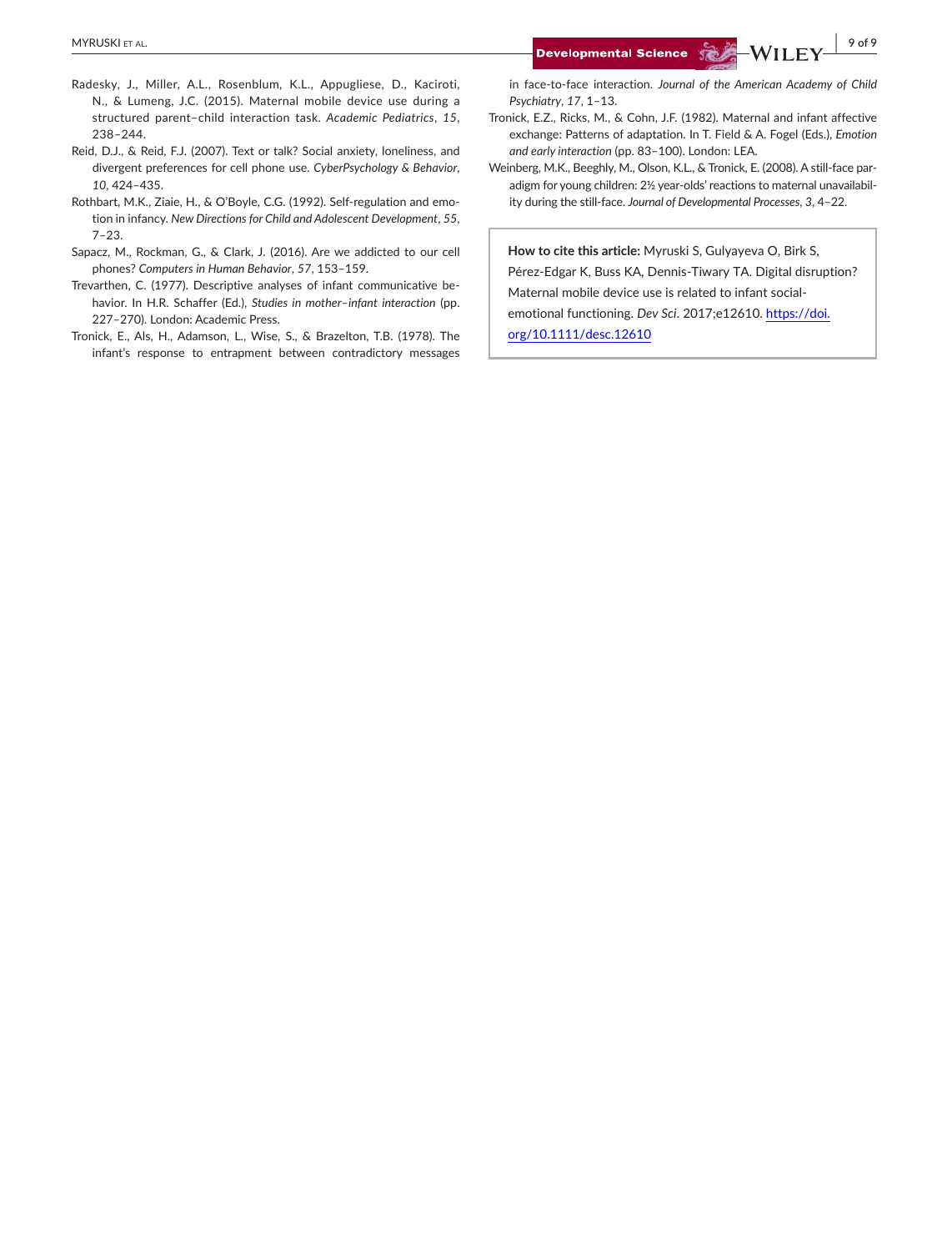Radesky, J., Miller, A.L., Rosenblum, K.L., Appugliese, D., Kaciroti, N., & Lumeng, J.C. (2015). Maternal mobile device use during a structured parent–child interaction task. *Academic Pediatrics*, *15*, 238–244.

Reid, D.J., & Reid, F.J. (2007). Text or talk? Social anxiety, loneliness, and divergent preferences for cell phone use. *CyberPsychology & Behavior*, *10*, 424–435.

Rothbart, M.K., Ziaie, H., & O'Boyle, C.G. (1992). Self-regulation and emotion in infancy. *New Directions for Child and Adolescent Development*, *55*, 7–23.

Sapacz, M., Rockman, G., & Clark, J. (2016). Are we addicted to our cell phones? *Computers in Human Behavior*, *57*, 153–159.

Trevarthen, C. (1977). Descriptive analyses of infant communicative behavior. In H.R. Schaffer (Ed.), *Studies in mother–infant interaction* (pp. 227–270). London: Academic Press.

Tronick, E., Als, H., Adamson, L., Wise, S., & Brazelton, T.B. (1978). The infant's response to entrapment between contradictory messages in face-to-face interaction. *Journal of the American Academy of Child Psychiatry*, *17*, 1–13.

Tronick, E.Z., Ricks, M., & Cohn, J.F. (1982). Maternal and infant affective exchange: Patterns of adaptation. In T. Field & A. Fogel (Eds.), *Emotion and early interaction* (pp. 83–100). London: LEA.

Weinberg, M.K., Beeghly, M., Olson, K.L., & Tronick, E. (2008). A still-face paradigm for young children: 2½ year-olds' reactions to maternal unavailability during the still-face. *Journal of Developmental Processes*, *3*, 4–22.

**How to cite this article:** Myruski S, Gulyayeva O, Birk S, Pérez-Edgar K, Buss KA, Dennis-Tiwary TA. Digital disruption? Maternal mobile device use is related to infant social-emotional functioning. *Dev Sci*. 2017;e12610. https://doi.org/10.1111/desc.12610